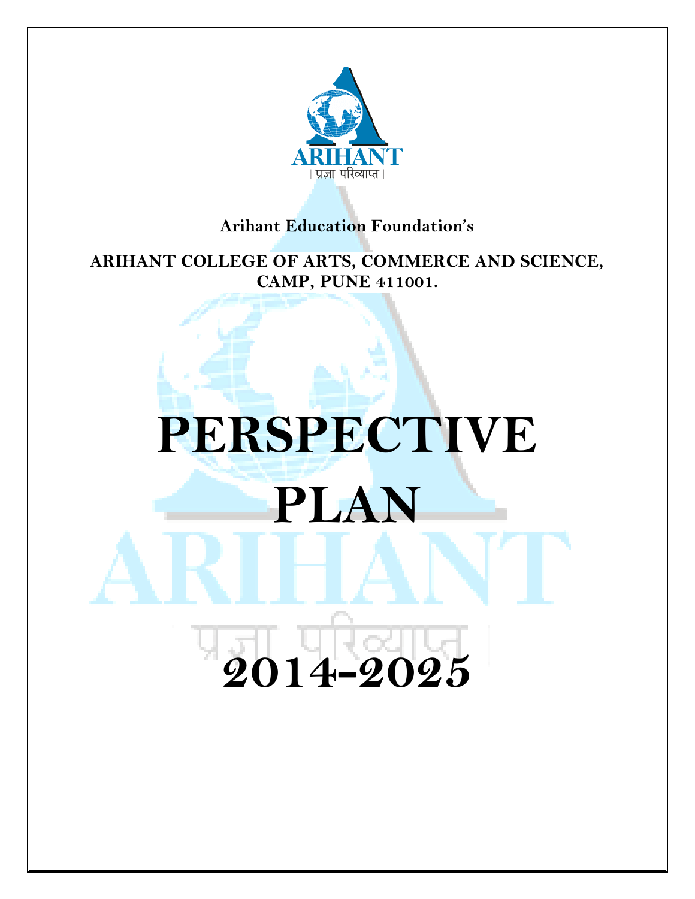ARIHANT

| प्रज्ञा परिव्याप्त |

Arihant Education Foundation's

**ARIHANT COLLEGE OF ARTS, COMMERCE AND SCIENCE, CAMP, PUNE 411001.**

# PERSPECTIVE PLAN

# 2014-2025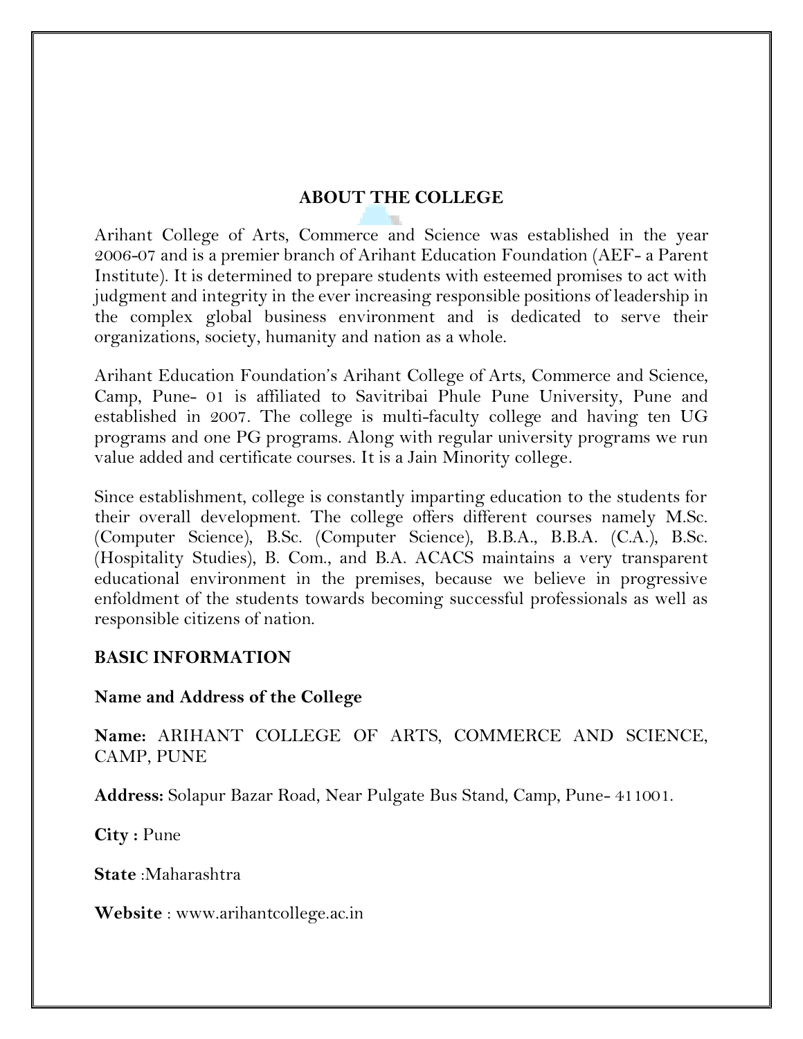## ABOUT THE COLLEGE

Arihant College of Arts, Commerce and Science was established in the year 2006-07 and is a premier branch of Arihant Education Foundation (AEF- a Parent Institute). It is determined to prepare students with esteemed promises to act with judgment and integrity in the ever increasing responsible positions of leadership in the complex global business environment and is dedicated to serve their organizations, society, humanity and nation as a whole.

Arihant Education Foundation's Arihant College of Arts, Commerce and Science, Camp, Pune- 01 is affiliated to Savitribai Phule Pune University, Pune and established in 2007. The college is multi-faculty college and having ten UG programs and one PG programs. Along with regular university programs we run value added and certificate courses. It is a Jain Minority college.

Since establishment, college is constantly imparting education to the students for their overall development. The college offers different courses namely M.Sc. (Computer Science), B.Sc. (Computer Science), B.B.A., B.B.A. (C.A.), B.Sc. (Hospitality Studies), B. Com., and B.A. ACACS maintains a very transparent educational environment in the premises, because we believe in progressive enfoldment of the students towards becoming successful professionals as well as responsible citizens of nation.

### BASIC INFORMATION

**Name and Address of the College**

**Name:** ARIHANT COLLEGE OF ARTS, COMMERCE AND SCIENCE, CAMP, PUNE

**Address:** Solapur Bazar Road, Near Pulgate Bus Stand, Camp, Pune- 411001.

**City :** Pune

**State** :Maharashtra

**Website** : www.arihantcollege.ac.in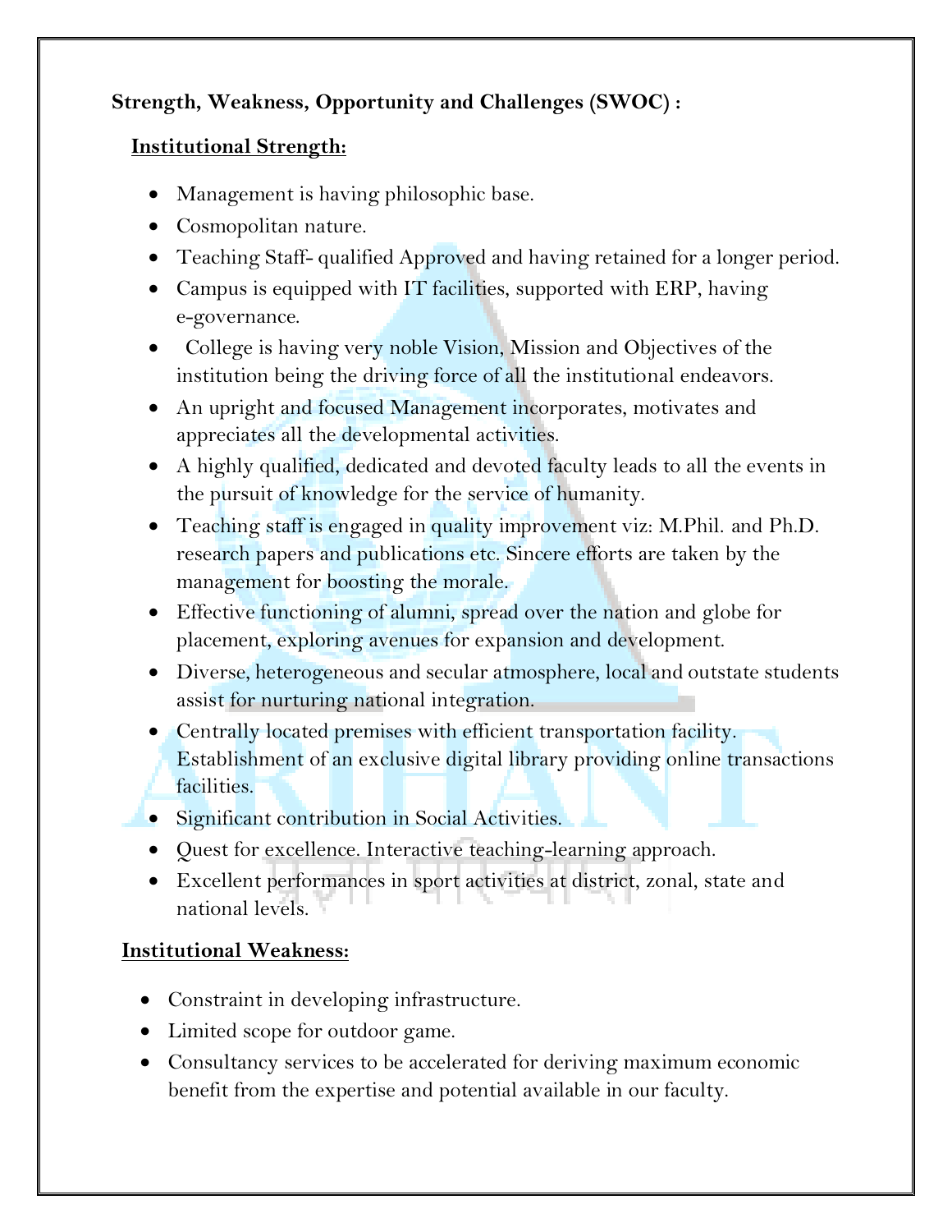**Strength, Weakness, Opportunity and Challenges (SWOC) :**

**Institutional Strength:**

- Management is having philosophic base.
- Cosmopolitan nature.
- Teaching Staff- qualified Approved and having retained for a longer period.
- Campus is equipped with IT facilities, supported with ERP, having e-governance.
- College is having very noble Vision, Mission and Objectives of the institution being the driving force of all the institutional endeavors.
- An upright and focused Management incorporates, motivates and appreciates all the developmental activities.
- A highly qualified, dedicated and devoted faculty leads to all the events in the pursuit of knowledge for the service of humanity.
- Teaching staff is engaged in quality improvement viz: M.Phil. and Ph.D. research papers and publications etc. Sincere efforts are taken by the management for boosting the morale.
- Effective functioning of alumni, spread over the nation and globe for placement, exploring avenues for expansion and development.
- Diverse, heterogeneous and secular atmosphere, local and outstate students assist for nurturing national integration.
- Centrally located premises with efficient transportation facility. Establishment of an exclusive digital library providing online transactions facilities.
- Significant contribution in Social Activities.
- Quest for excellence. Interactive teaching-learning approach.
- Excellent performances in sport activities at district, zonal, state and national levels.

**Institutional Weakness:**

- Constraint in developing infrastructure.
- Limited scope for outdoor game.
- Consultancy services to be accelerated for deriving maximum economic benefit from the expertise and potential available in our faculty.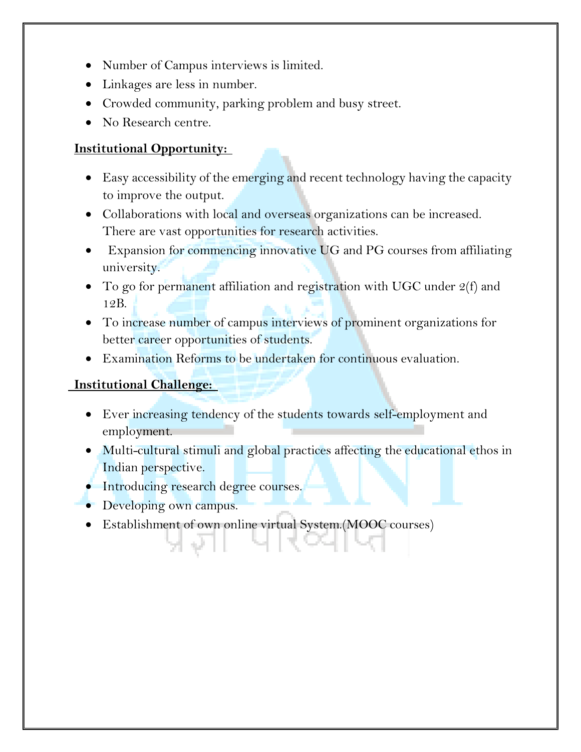- Number of Campus interviews is limited.
- Linkages are less in number.
- Crowded community, parking problem and busy street.
- No Research centre.

**Institutional Opportunity:**

- Easy accessibility of the emerging and recent technology having the capacity to improve the output.
- Collaborations with local and overseas organizations can be increased. There are vast opportunities for research activities.
- Expansion for commencing innovative UG and PG courses from affiliating university.
- To go for permanent affiliation and registration with UGC under 2(f) and 12B.
- To increase number of campus interviews of prominent organizations for better career opportunities of students.
- Examination Reforms to be undertaken for continuous evaluation.

**Institutional Challenge:**

- Ever increasing tendency of the students towards self-employment and employment.
- Multi-cultural stimuli and global practices affecting the educational ethos in Indian perspective.
- Introducing research degree courses.
- Developing own campus.
- Establishment of own online virtual System.(MOOC courses)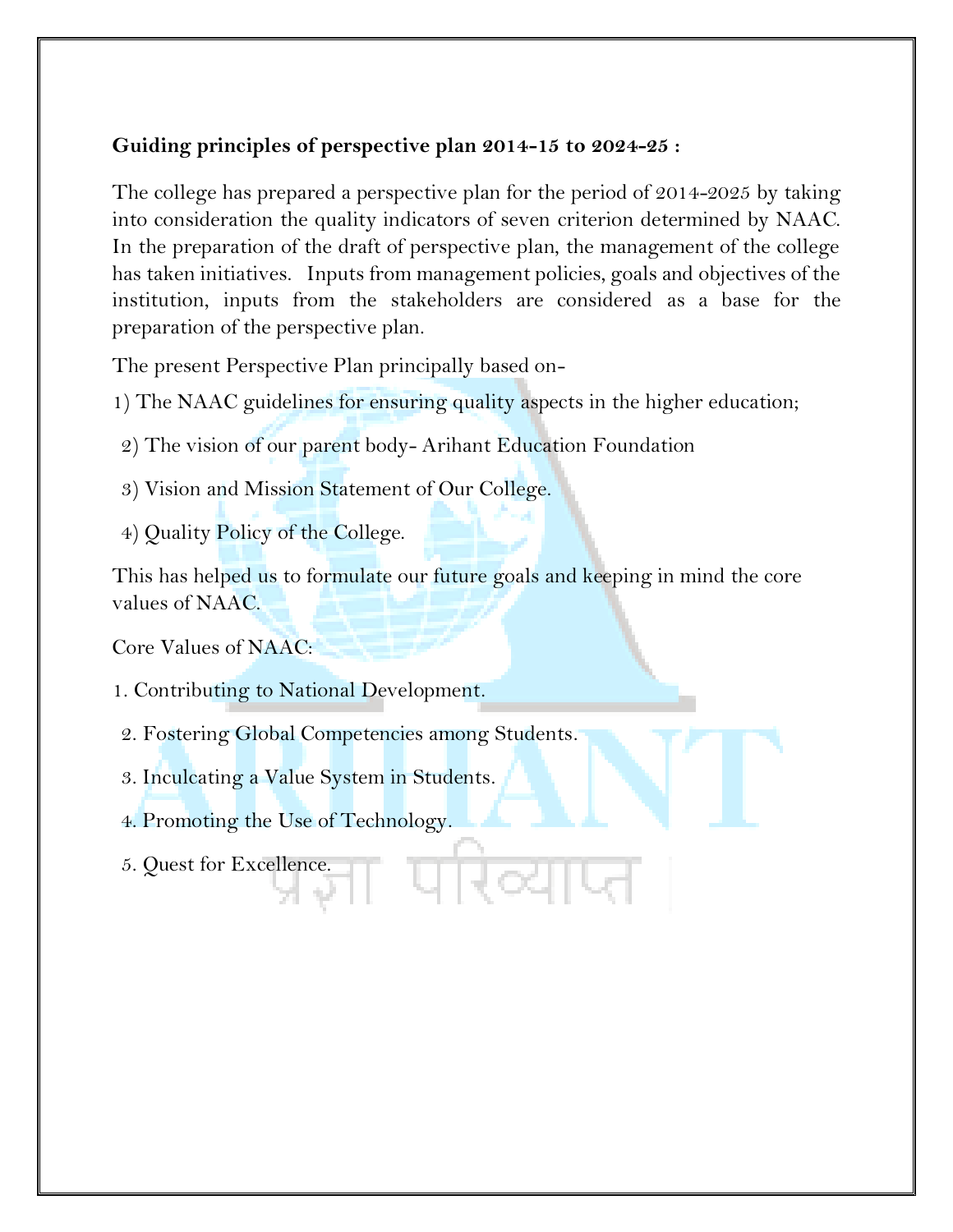**Guiding principles of perspective plan 2014-15 to 2024-25 :**

The college has prepared a perspective plan for the period of 2014-2025 by taking into consideration the quality indicators of seven criterion determined by NAAC. In the preparation of the draft of perspective plan, the management of the college has taken initiatives. Inputs from management policies, goals and objectives of the institution, inputs from the stakeholders are considered as a base for the preparation of the perspective plan.

The present Perspective Plan principally based on-

1) The NAAC guidelines for ensuring quality aspects in the higher education;

2) The vision of our parent body- Arihant Education Foundation

3) Vision and Mission Statement of Our College.

4) Quality Policy of the College.

This has helped us to formulate our future goals and keeping in mind the core values of NAAC.

Core Values of NAAC:

1. Contributing to National Development.
2. Fostering Global Competencies among Students.
3. Inculcating a Value System in Students.
4. Promoting the Use of Technology.
5. Quest for Excellence.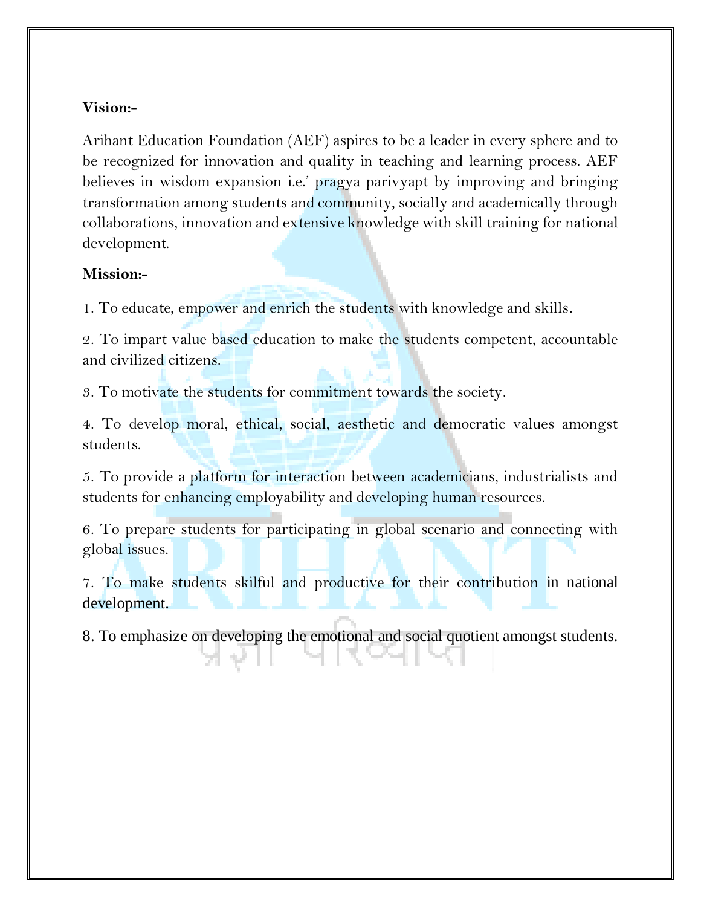**Vision:-**

Arihant Education Foundation (AEF) aspires to be a leader in every sphere and to be recognized for innovation and quality in teaching and learning process. AEF believes in wisdom expansion i.e.' pragya parivyapt by improving and bringing transformation among students and community, socially and academically through collaborations, innovation and extensive knowledge with skill training for national development.

**Mission:-**

1. To educate, empower and enrich the students with knowledge and skills.

2. To impart value based education to make the students competent, accountable and civilized citizens.

3. To motivate the students for commitment towards the society.

4. To develop moral, ethical, social, aesthetic and democratic values amongst students.

5. To provide a platform for interaction between academicians, industrialists and students for enhancing employability and developing human resources.

6. To prepare students for participating in global scenario and connecting with global issues.

7. To make students skilful and productive for their contribution in national development.

8. To emphasize on developing the emotional and social quotient amongst students.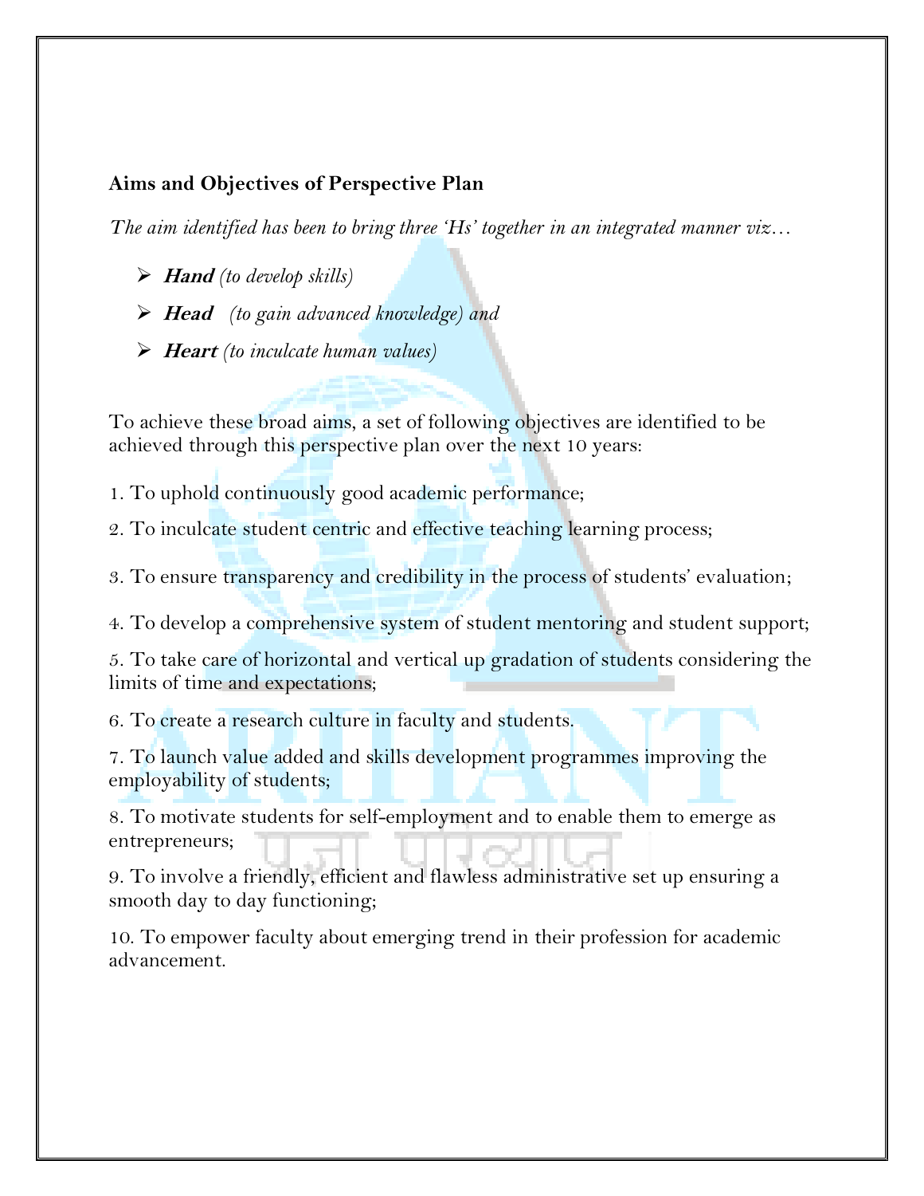**Aims and Objectives of Perspective Plan**

*The aim identified has been to bring three 'Hs' together in an integrated manner viz…*

- ***Hand*** *(to develop skills)*
- ***Head*** *(to gain advanced knowledge) and*
- ***Heart*** *(to inculcate human values)*

To achieve these broad aims, a set of following objectives are identified to be achieved through this perspective plan over the next 10 years:

1. To uphold continuously good academic performance;
2. To inculcate student centric and effective teaching learning process;
3. To ensure transparency and credibility in the process of students' evaluation;
4. To develop a comprehensive system of student mentoring and student support;
5. To take care of horizontal and vertical up gradation of students considering the limits of time and expectations;
6. To create a research culture in faculty and students.
7. To launch value added and skills development programmes improving the employability of students;
8. To motivate students for self-employment and to enable them to emerge as entrepreneurs;
9. To involve a friendly, efficient and flawless administrative set up ensuring a smooth day to day functioning;
10. To empower faculty about emerging trend in their profession for academic advancement.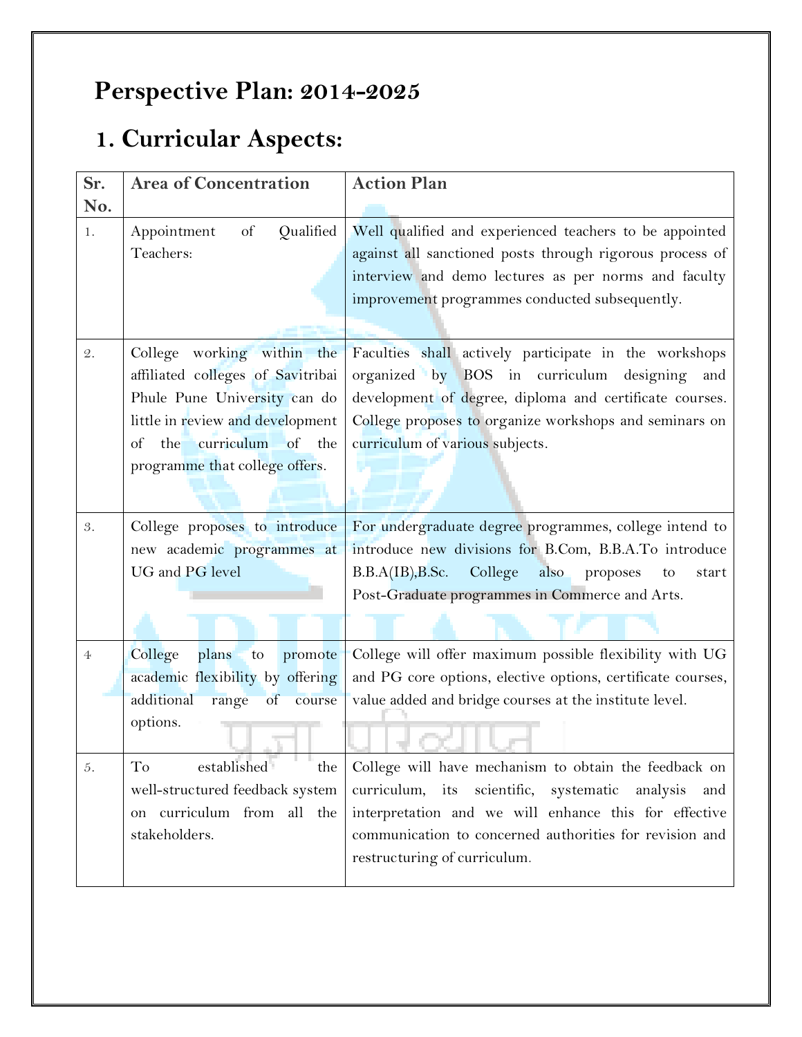# Perspective Plan: 2014-2025

## 1. Curricular Aspects:

| Sr. No. | Area of Concentration | Action Plan |
|---|---|---|
| 1. | Appointment of Qualified Teachers: | Well qualified and experienced teachers to be appointed against all sanctioned posts through rigorous process of interview and demo lectures as per norms and faculty improvement programmes conducted subsequently. |
| 2. | College working within the affiliated colleges of Savitribai Phule Pune University can do little in review and development of the curriculum of the programme that college offers. | Faculties shall actively participate in the workshops organized by BOS in curriculum designing and development of degree, diploma and certificate courses. College proposes to organize workshops and seminars on curriculum of various subjects. |
| 3. | College proposes to introduce new academic programmes at UG and PG level | For undergraduate degree programmes, college intend to introduce new divisions for B.Com, B.B.A.To introduce B.B.A(IB),B.Sc. College also proposes to start Post-Graduate programmes in Commerce and Arts. |
| 4 | College plans to promote academic flexibility by offering additional range of course options. | College will offer maximum possible flexibility with UG and PG core options, elective options, certificate courses, value added and bridge courses at the institute level. |
| 5. | To established the well-structured feedback system on curriculum from all the stakeholders. | College will have mechanism to obtain the feedback on curriculum, its scientific, systematic analysis and interpretation and we will enhance this for effective communication to concerned authorities for revision and restructuring of curriculum. |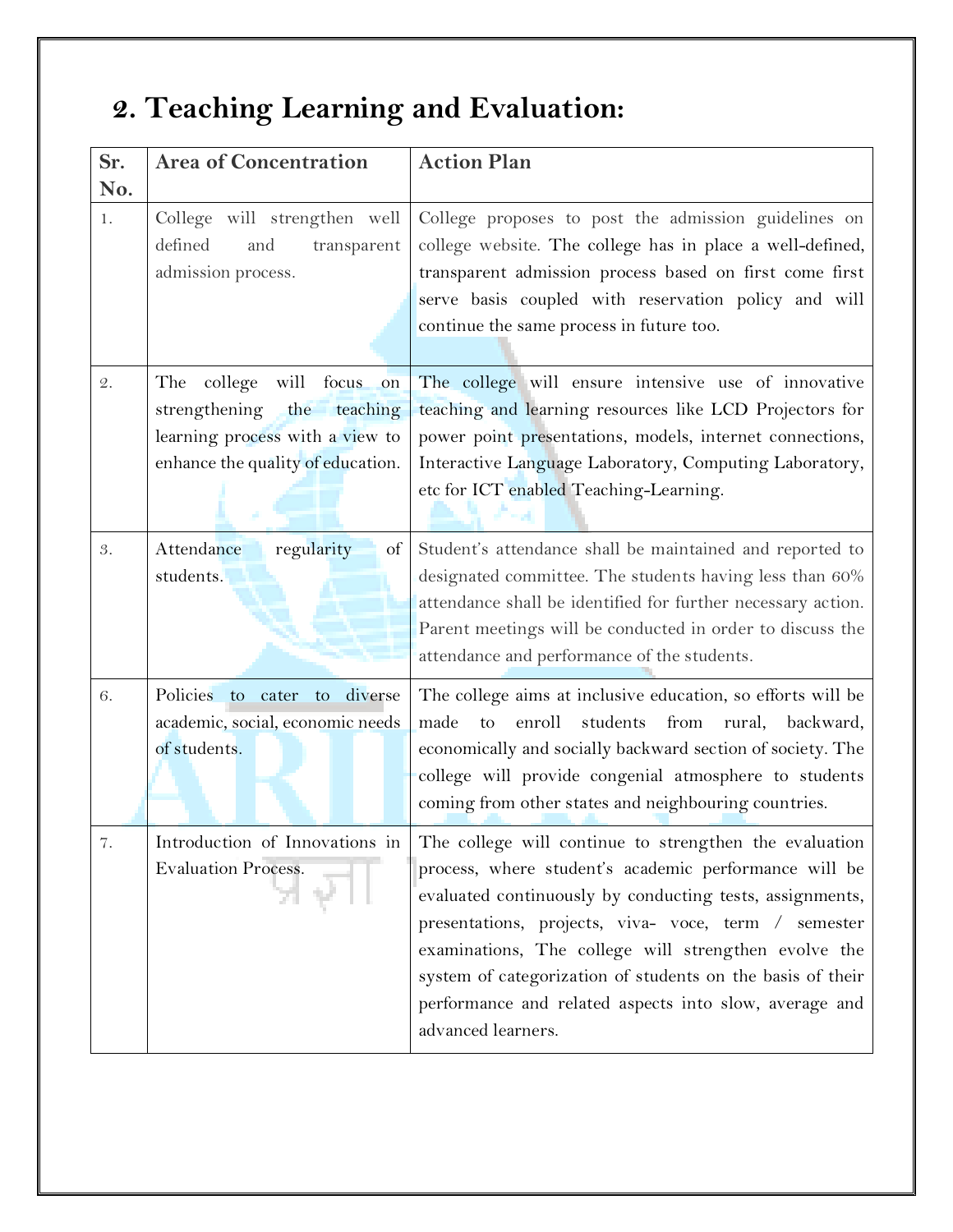## 2. Teaching Learning and Evaluation:

| Sr. No. | Area of Concentration | Action Plan |
|---|---|---|
| 1. | College will strengthen well defined and transparent admission process. | College proposes to post the admission guidelines on college website. The college has in place a well-defined, transparent admission process based on first come first serve basis coupled with reservation policy and will continue the same process in future too. |
| 2. | The college will focus on strengthening the teaching learning process with a view to enhance the quality of education. | The college will ensure intensive use of innovative teaching and learning resources like LCD Projectors for power point presentations, models, internet connections, Interactive Language Laboratory, Computing Laboratory, etc for ICT enabled Teaching-Learning. |
| 3. | Attendance regularity of students. | Student's attendance shall be maintained and reported to designated committee. The students having less than 60% attendance shall be identified for further necessary action. Parent meetings will be conducted in order to discuss the attendance and performance of the students. |
| 6. | Policies to cater to diverse academic, social, economic needs of students. | The college aims at inclusive education, so efforts will be made to enroll students from rural, backward, economically and socially backward section of society. The college will provide congenial atmosphere to students coming from other states and neighbouring countries. |
| 7. | Introduction of Innovations in Evaluation Process. | The college will continue to strengthen the evaluation process, where student's academic performance will be evaluated continuously by conducting tests, assignments, presentations, projects, viva- voce, term / semester examinations, The college will strengthen evolve the system of categorization of students on the basis of their performance and related aspects into slow, average and advanced learners. |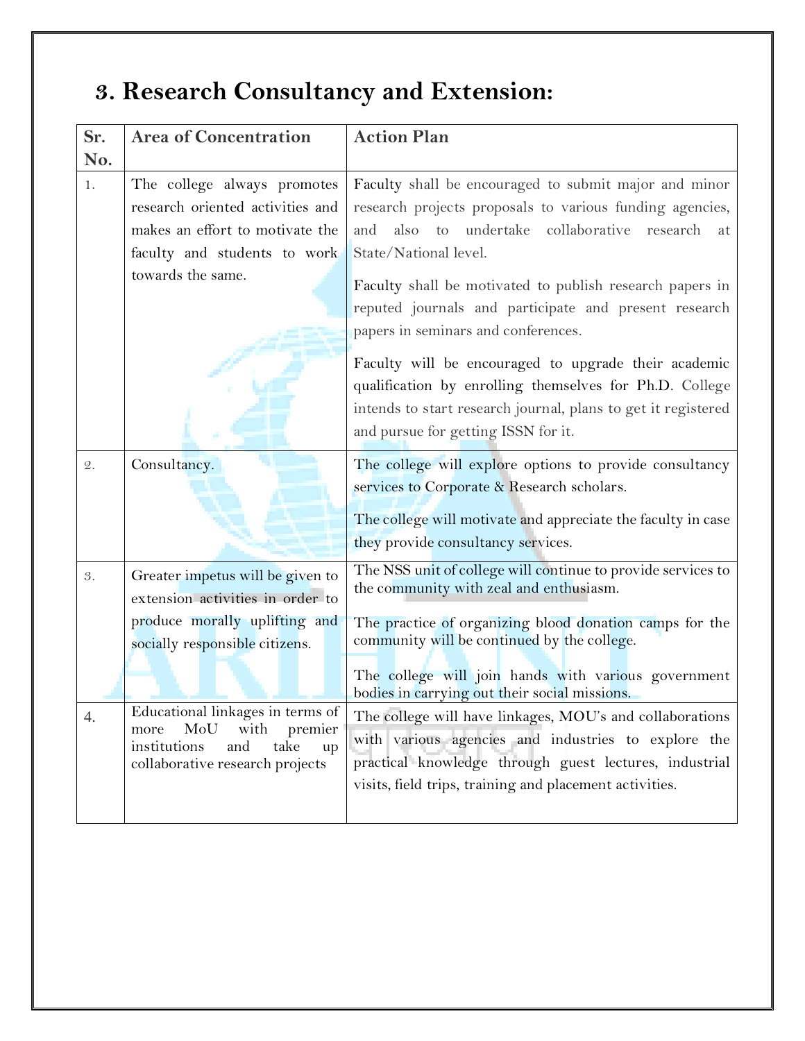## 3. Research Consultancy and Extension:

| Sr. No. | Area of Concentration | Action Plan |
|---|---|---|
| 1. | The college always promotes research oriented activities and makes an effort to motivate the faculty and students to work towards the same. | Faculty shall be encouraged to submit major and minor research projects proposals to various funding agencies, and also to undertake collaborative research at State/National level.<br><br>Faculty shall be motivated to publish research papers in reputed journals and participate and present research papers in seminars and conferences.<br><br>Faculty will be encouraged to upgrade their academic qualification by enrolling themselves for Ph.D. College intends to start research journal, plans to get it registered and pursue for getting ISSN for it. |
| 2. | Consultancy. | The college will explore options to provide consultancy services to Corporate & Research scholars.<br><br>The college will motivate and appreciate the faculty in case they provide consultancy services. |
| 3. | Greater impetus will be given to extension activities in order to produce morally uplifting and socially responsible citizens. | The NSS unit of college will continue to provide services to the community with zeal and enthusiasm.<br><br>The practice of organizing blood donation camps for the community will be continued by the college.<br><br>The college will join hands with various government bodies in carrying out their social missions. |
| 4. | Educational linkages in terms of more MoU with premier institutions and take up collaborative research projects | The college will have linkages, MOU's and collaborations with various agencies and industries to explore the practical knowledge through guest lectures, industrial visits, field trips, training and placement activities. |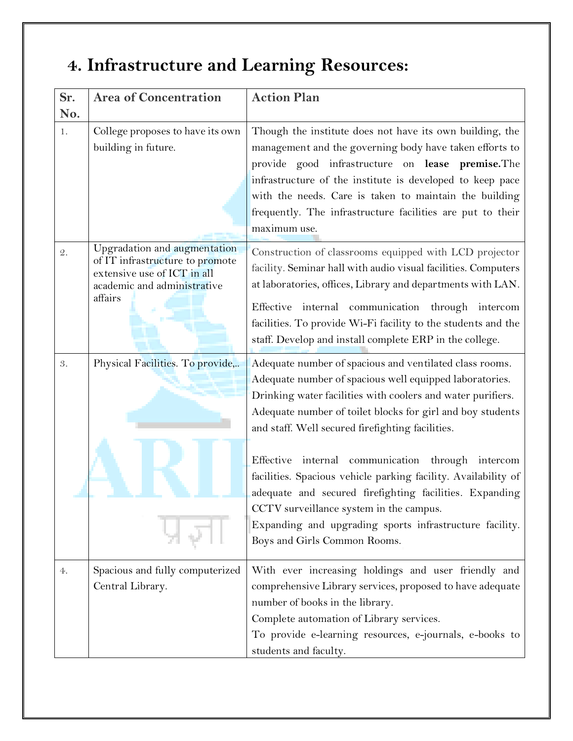# 4. Infrastructure and Learning Resources:

| Sr. No. | Area of Concentration | Action Plan |
|---|---|---|
| 1. | College proposes to have its own building in future. | Though the institute does not have its own building, the management and the governing body have taken efforts to provide good infrastructure on **lease premise.**The infrastructure of the institute is developed to keep pace with the needs. Care is taken to maintain the building frequently. The infrastructure facilities are put to their maximum use. |
| 2. | Upgradation and augmentation of IT infrastructure to promote extensive use of ICT in all academic and administrative affairs | Construction of classrooms equipped with LCD projector facility. Seminar hall with audio visual facilities. Computers at laboratories, offices, Library and departments with LAN.<br><br>Effective internal communication through intercom facilities. To provide Wi-Fi facility to the students and the staff. Develop and install complete ERP in the college. |
| 3. | Physical Facilities. To provide,.. | Adequate number of spacious and ventilated class rooms. Adequate number of spacious well equipped laboratories. Drinking water facilities with coolers and water purifiers. Adequate number of toilet blocks for girl and boy students and staff. Well secured firefighting facilities.<br><br>Effective internal communication through intercom facilities. Spacious vehicle parking facility. Availability of adequate and secured firefighting facilities. Expanding CCTV surveillance system in the campus.<br>Expanding and upgrading sports infrastructure facility. Boys and Girls Common Rooms. |
| 4. | Spacious and fully computerized Central Library. | With ever increasing holdings and user friendly and comprehensive Library services, proposed to have adequate number of books in the library.<br>Complete automation of Library services.<br>To provide e-learning resources, e-journals, e-books to students and faculty. |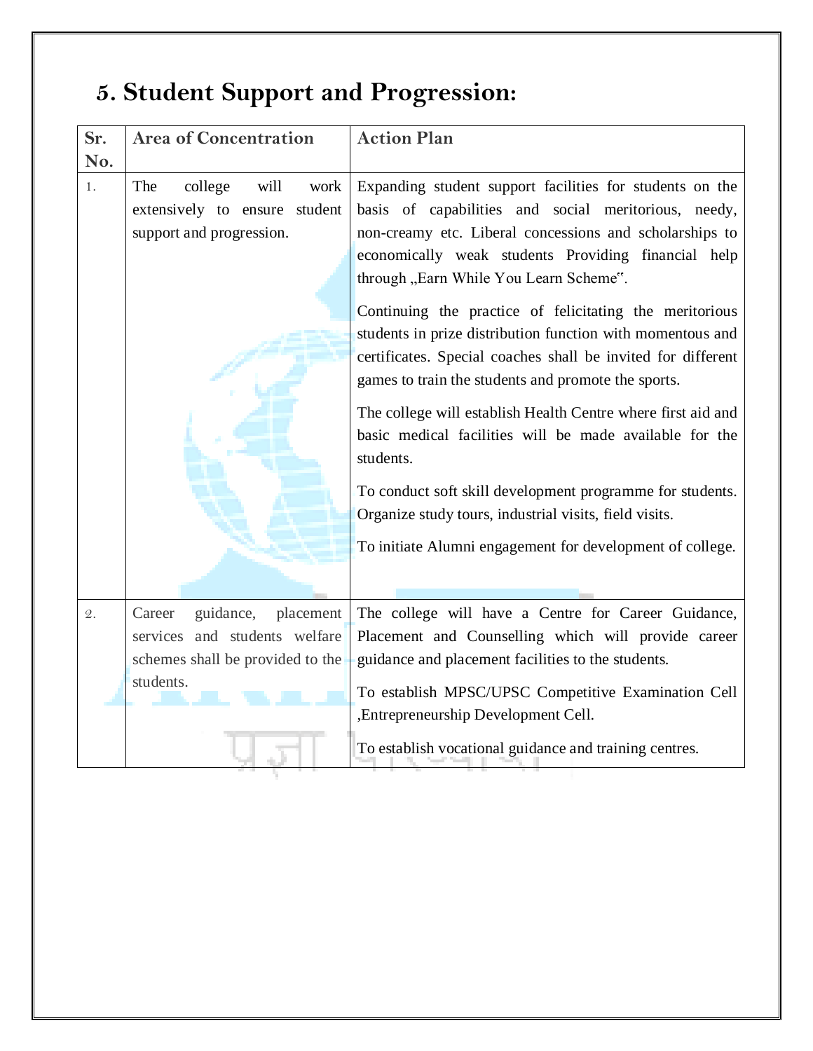# 5. Student Support and Progression:

| Sr. No. | Area of Concentration | Action Plan |
|---|---|---|
| 1. | The college will work extensively to ensure student support and progression. | Expanding student support facilities for students on the basis of capabilities and social meritorious, needy, non-creamy etc. Liberal concessions and scholarships to economically weak students Providing financial help through „Earn While You Learn Scheme". <br><br> Continuing the practice of felicitating the meritorious students in prize distribution function with momentous and certificates. Special coaches shall be invited for different games to train the students and promote the sports. <br><br> The college will establish Health Centre where first aid and basic medical facilities will be made available for the students. <br><br> To conduct soft skill development programme for students. Organize study tours, industrial visits, field visits. <br><br> To initiate Alumni engagement for development of college. |
| 2. | Career guidance, placement services and students welfare schemes shall be provided to the students. | The college will have a Centre for Career Guidance, Placement and Counselling which will provide career guidance and placement facilities to the students. <br><br> To establish MPSC/UPSC Competitive Examination Cell ,Entrepreneurship Development Cell. <br><br> To establish vocational guidance and training centres. |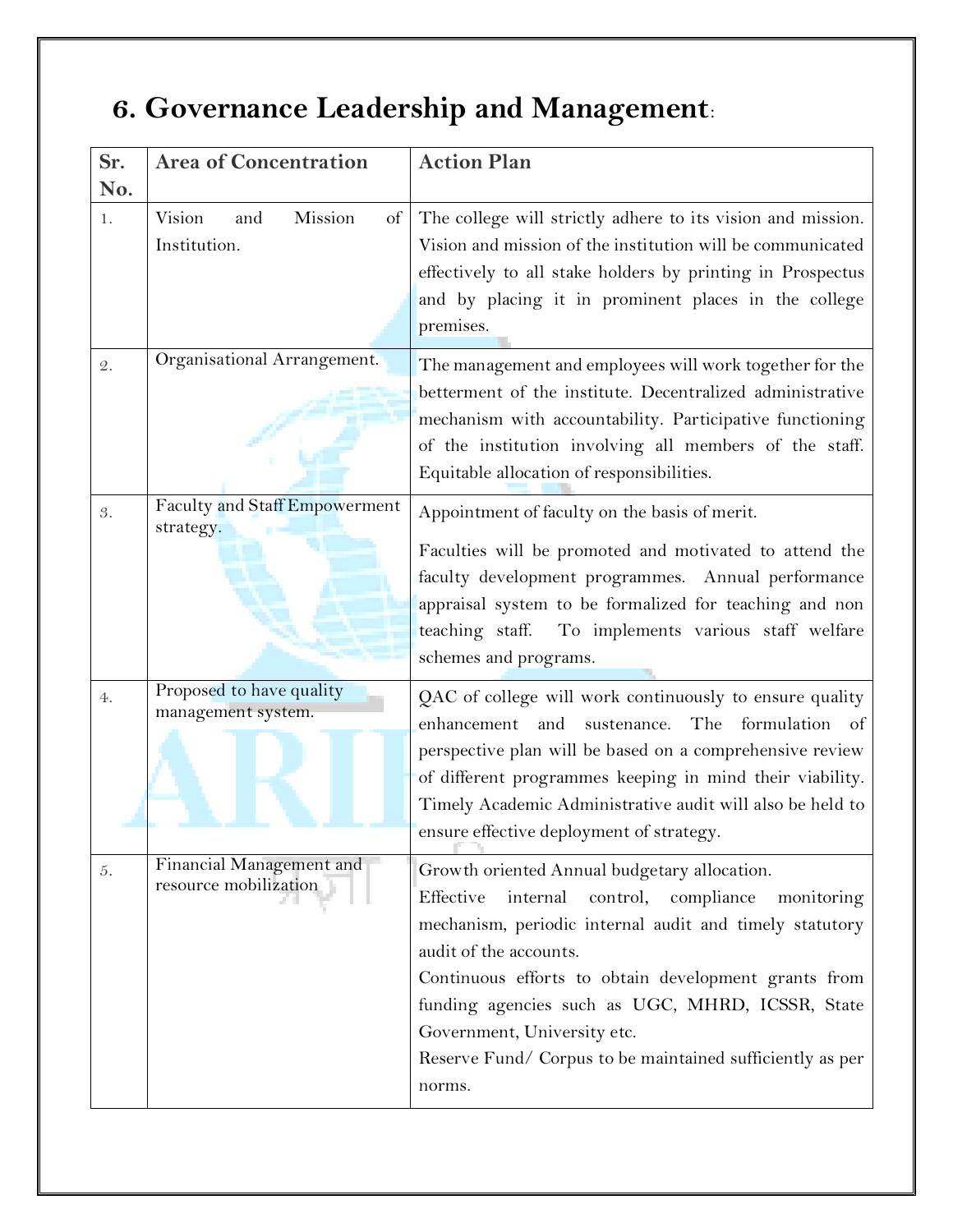## 6. Governance Leadership and Management:

| Sr. No. | Area of Concentration | Action Plan |
|---|---|---|
| 1. | Vision and Mission of Institution. | The college will strictly adhere to its vision and mission. Vision and mission of the institution will be communicated effectively to all stake holders by printing in Prospectus and by placing it in prominent places in the college premises. |
| 2. | Organisational Arrangement. | The management and employees will work together for the betterment of the institute. Decentralized administrative mechanism with accountability. Participative functioning of the institution involving all members of the staff. Equitable allocation of responsibilities. |
| 3. | Faculty and Staff Empowerment strategy. | Appointment of faculty on the basis of merit.<br><br>Faculties will be promoted and motivated to attend the faculty development programmes. Annual performance appraisal system to be formalized for teaching and non teaching staff. To implements various staff welfare schemes and programs. |
| 4. | Proposed to have quality management system. | QAC of college will work continuously to ensure quality enhancement and sustenance. The formulation of perspective plan will be based on a comprehensive review of different programmes keeping in mind their viability. Timely Academic Administrative audit will also be held to ensure effective deployment of strategy. |
| 5. | Financial Management and resource mobilization | Growth oriented Annual budgetary allocation.<br>Effective internal control, compliance monitoring mechanism, periodic internal audit and timely statutory audit of the accounts.<br>Continuous efforts to obtain development grants from funding agencies such as UGC, MHRD, ICSSR, State Government, University etc.<br>Reserve Fund/ Corpus to be maintained sufficiently as per norms. |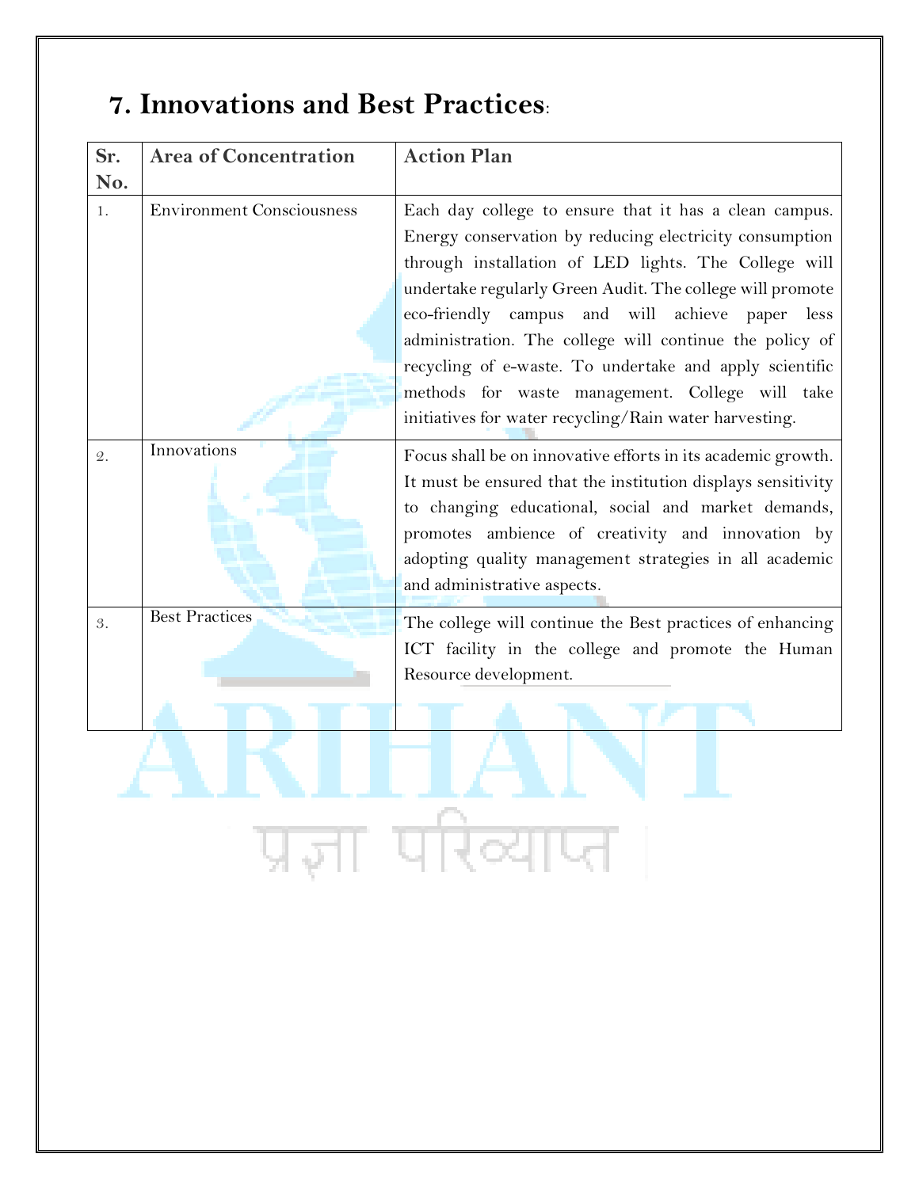## 7. Innovations and Best Practices:

| Sr. No. | Area of Concentration | Action Plan |
|---|---|---|
| 1. | Environment Consciousness | Each day college to ensure that it has a clean campus. Energy conservation by reducing electricity consumption through installation of LED lights. The College will undertake regularly Green Audit. The college will promote eco-friendly campus and will achieve paper less administration. The college will continue the policy of recycling of e-waste. To undertake and apply scientific methods for waste management. College will take initiatives for water recycling/Rain water harvesting. |
| 2. | Innovations | Focus shall be on innovative efforts in its academic growth. It must be ensured that the institution displays sensitivity to changing educational, social and market demands, promotes ambience of creativity and innovation by adopting quality management strategies in all academic and administrative aspects. |
| 3. | Best Practices | The college will continue the Best practices of enhancing ICT facility in the college and promote the Human Resource development. |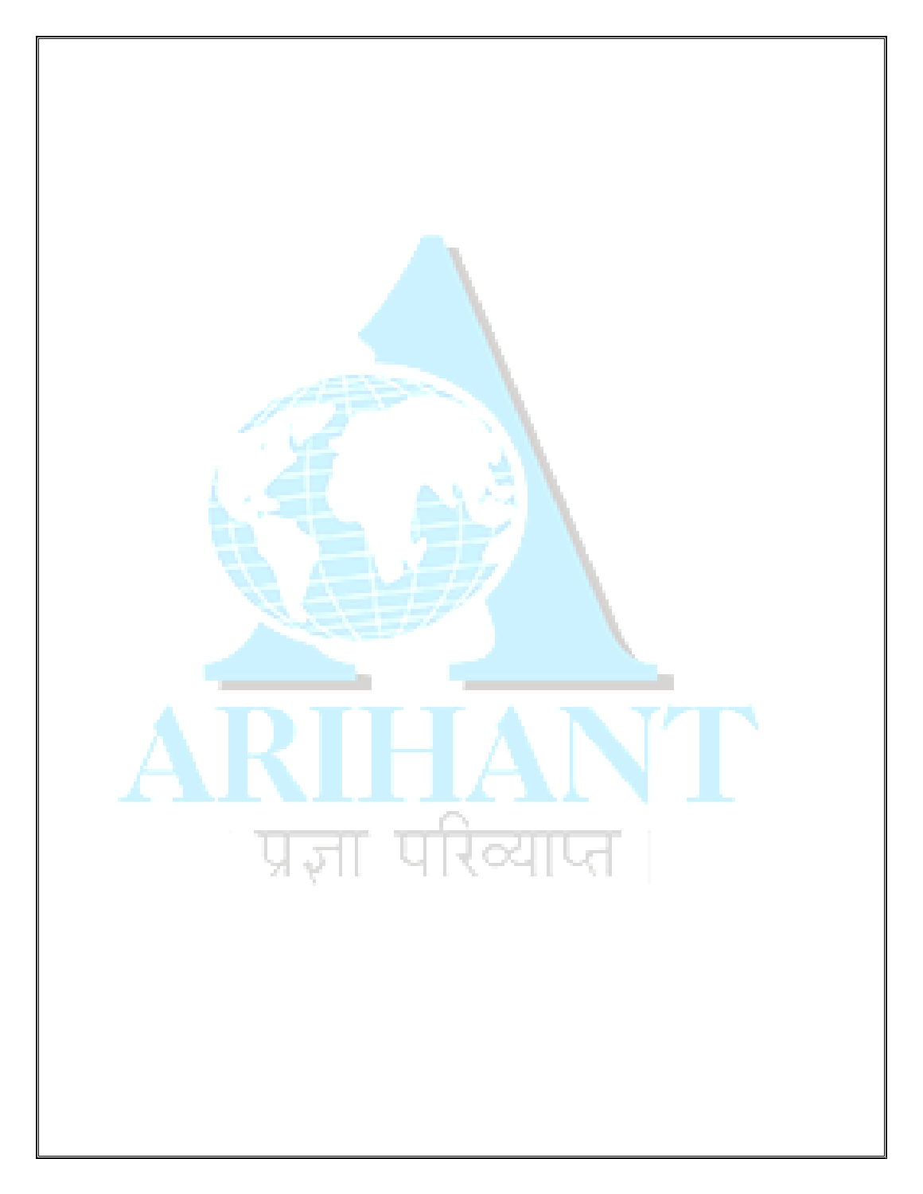ARIHANT

प्रज्ञा परिव्याप्त